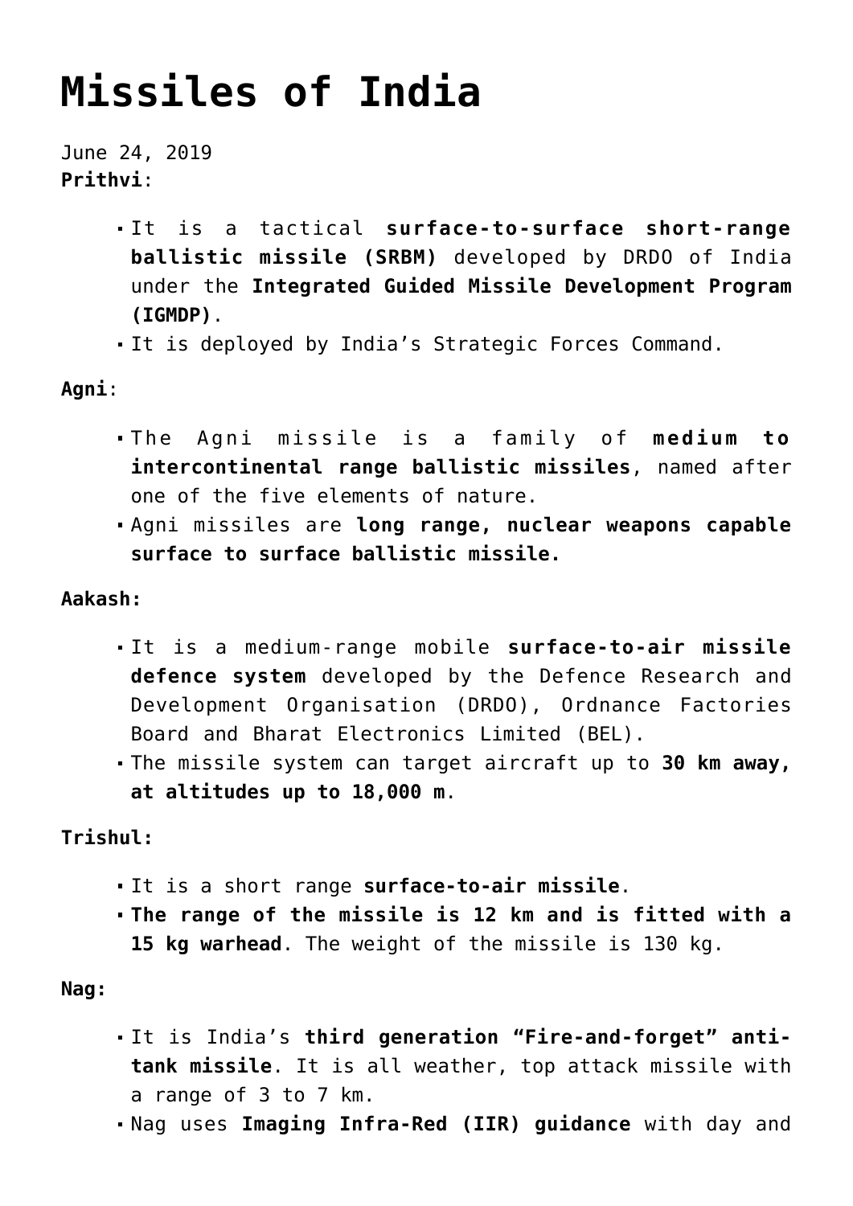# Missiles of India

June 24, 2019

**Prithvi**:

- It is a tactical **surface-to-surface short-range ballistic missile (SRBM)** developed by DRDO of India under the **Integrated Guided Missile Development Program (IGMDP)**.
- It is deployed by India's Strategic Forces Command.

**Agni**:

- The Agni missile is a family of **medium to intercontinental range ballistic missiles**, named after one of the five elements of nature.
- Agni missiles are **long range, nuclear weapons capable surface to surface ballistic missile.**

**Aakash:**

- It is a medium-range mobile **surface-to-air missile defence system** developed by the Defence Research and Development Organisation (DRDO), Ordnance Factories Board and Bharat Electronics Limited (BEL).
- The missile system can target aircraft up to **30 km away, at altitudes up to 18,000 m**.

**Trishul:**

- It is a short range **surface-to-air missile**.
- **The range of the missile is 12 km and is fitted with a 15 kg warhead**. The weight of the missile is 130 kg.

**Nag:**

- It is India's **third generation "Fire-and-forget" anti-tank missile**. It is all weather, top attack missile with a range of 3 to 7 km.
- Nag uses **Imaging Infra-Red (IIR) guidance** with day and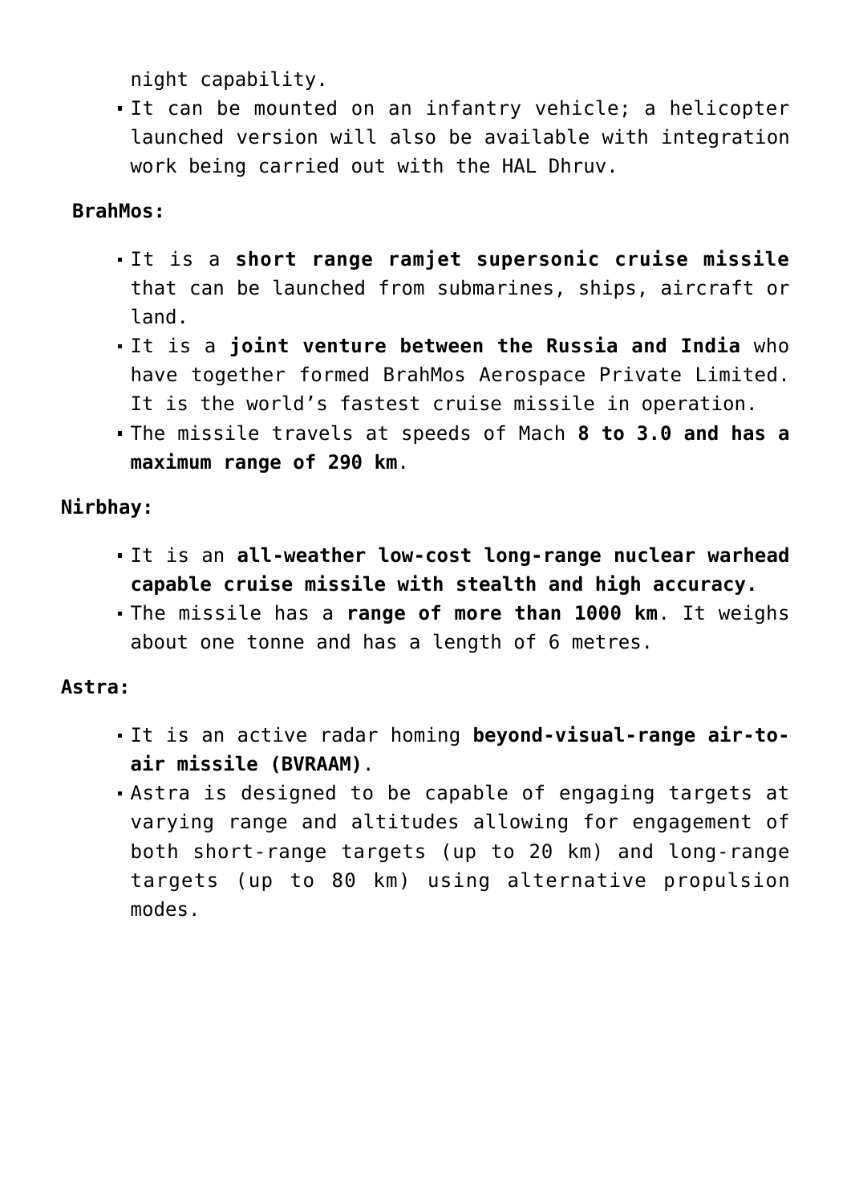night capability.

- It can be mounted on an infantry vehicle; a helicopter launched version will also be available with integration work being carried out with the HAL Dhruv.

**BrahMos:**

- It is a **short range ramjet supersonic cruise missile** that can be launched from submarines, ships, aircraft or land.
- It is a **joint venture between the Russia and India** who have together formed BrahMos Aerospace Private Limited. It is the world's fastest cruise missile in operation.
- The missile travels at speeds of Mach **8 to 3.0 and has a maximum range of 290 km**.

**Nirbhay:**

- It is an **all-weather low-cost long-range nuclear warhead capable cruise missile with stealth and high accuracy.**
- The missile has a **range of more than 1000 km**. It weighs about one tonne and has a length of 6 metres.

**Astra:**

- It is an active radar homing **beyond-visual-range air-to-air missile (BVRAAM)**.
- Astra is designed to be capable of engaging targets at varying range and altitudes allowing for engagement of both short-range targets (up to 20 km) and long-range targets (up to 80 km) using alternative propulsion modes.